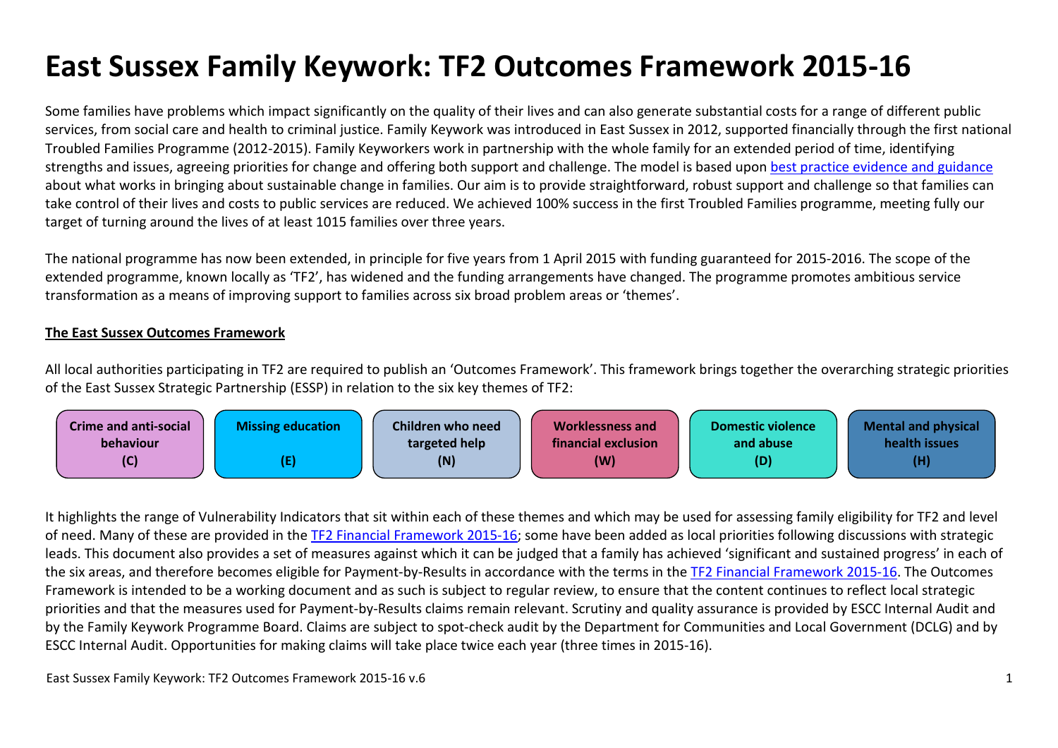# East Sussex Family Keywork: TF2 Outcomes Framework 2015-16

Some families have problems which impact significantly on the quality of their lives and can also generate substantial costs for a range of different public services, from social care and health to criminal justice. Family Keywork was introduced in East Sussex in 2012, supported financially through the first national Troubled Families Programme (2012-2015). Family Keyworkers work in partnership with the whole family for an extended period of time, identifying strengths and issues, agreeing priorities for change and offering both support and challenge. The model is based upon best practice evidence and guidance about what works in bringing about sustainable change in families. Our aim is to provide straightforward, robust support and challenge so that families can take control of their lives and costs to public services are reduced. We achieved 100% success in the first Troubled Families programme, meeting fully our target of turning around the lives of at least 1015 families over three years.

The national programme has now been extended, in principle for five years from 1 April 2015 with funding guaranteed for 2015-2016. The scope of the extended programme, known locally as 'TF2', has widened and the funding arrangements have changed. The programme promotes ambitious service transformation as a means of improving support to families across six broad problem areas or 'themes'.

**The East Sussex Outcomes Framework**

All local authorities participating in TF2 are required to publish an 'Outcomes Framework'. This framework brings together the overarching strategic priorities of the East Sussex Strategic Partnership (ESSP) in relation to the six key themes of TF2:

| Crime and anti-social behaviour (C) | Missing education (E) | Children who need targeted help (N) | Worklessness and financial exclusion (W) | Domestic violence and abuse (D) | Mental and physical health issues (H) |
|---|---|---|---|---|---|

It highlights the range of Vulnerability Indicators that sit within each of these themes and which may be used for assessing family eligibility for TF2 and level of need. Many of these are provided in the TF2 Financial Framework 2015-16; some have been added as local priorities following discussions with strategic leads. This document also provides a set of measures against which it can be judged that a family has achieved 'significant and sustained progress' in each of the six areas, and therefore becomes eligible for Payment-by-Results in accordance with the terms in the TF2 Financial Framework 2015-16. The Outcomes Framework is intended to be a working document and as such is subject to regular review, to ensure that the content continues to reflect local strategic priorities and that the measures used for Payment-by-Results claims remain relevant. Scrutiny and quality assurance is provided by ESCC Internal Audit and by the Family Keywork Programme Board. Claims are subject to spot-check audit by the Department for Communities and Local Government (DCLG) and by ESCC Internal Audit. Opportunities for making claims will take place twice each year (three times in 2015-16).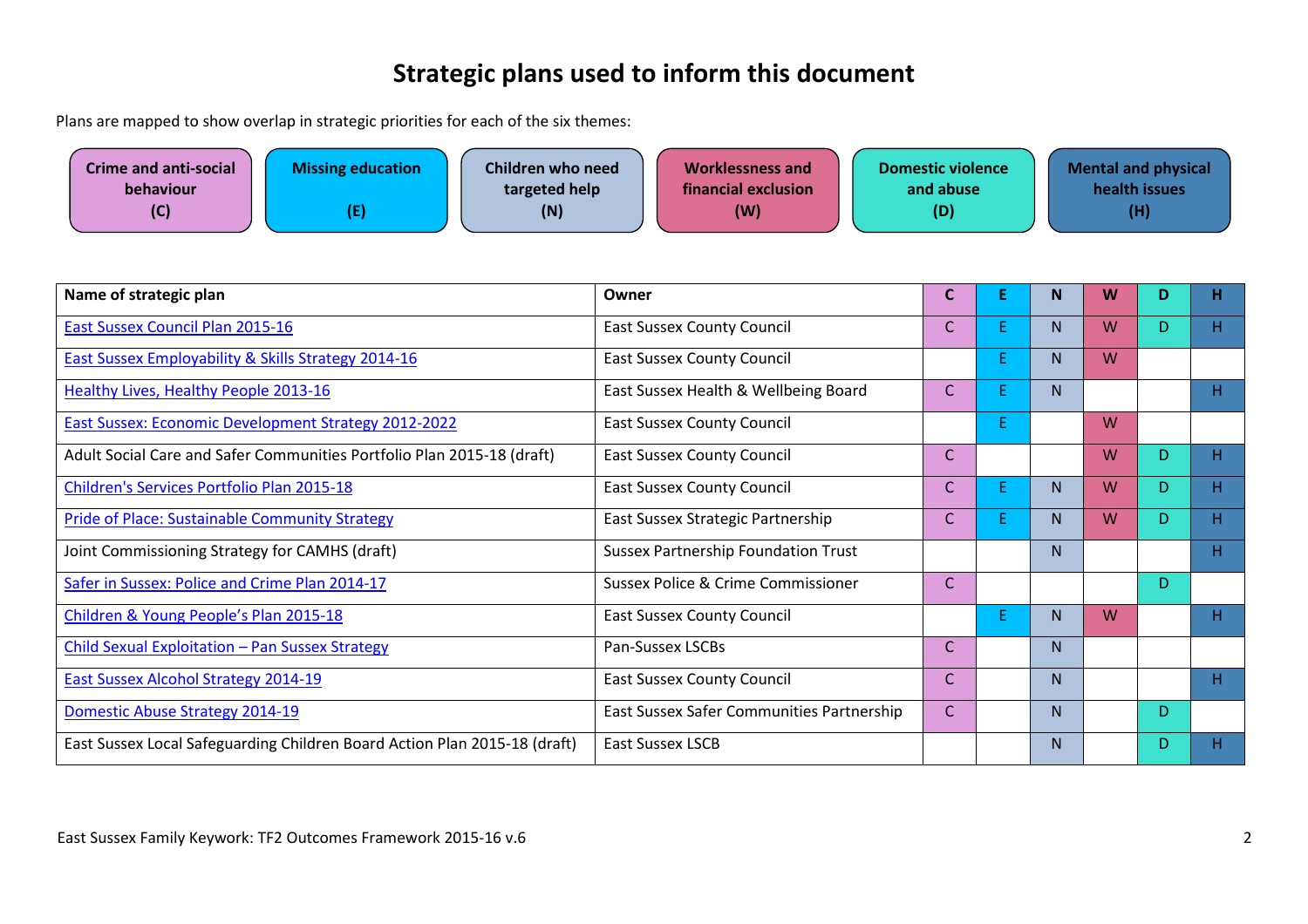# Strategic plans used to inform this document

Plans are mapped to show overlap in strategic priorities for each of the six themes:

**Crime and anti-social behaviour (C)** | **Missing education (E)** | **Children who need targeted help (N)** | **Worklessness and financial exclusion (W)** | **Domestic violence and abuse (D)** | **Mental and physical health issues (H)**

| Name of strategic plan | Owner | C | E | N | W | D | H |
|---|---|---|---|---|---|---|---|
| East Sussex Council Plan 2015-16 | East Sussex County Council | C | E | N | W | D | H |
| East Sussex Employability & Skills Strategy 2014-16 | East Sussex County Council | | E | N | W | | |
| Healthy Lives, Healthy People 2013-16 | East Sussex Health & Wellbeing Board | C | E | N | | | H |
| East Sussex: Economic Development Strategy 2012-2022 | East Sussex County Council | | E | | W | | |
| Adult Social Care and Safer Communities Portfolio Plan 2015-18 (draft) | East Sussex County Council | C | | | W | D | H |
| Children's Services Portfolio Plan 2015-18 | East Sussex County Council | C | E | N | W | D | H |
| Pride of Place: Sustainable Community Strategy | East Sussex Strategic Partnership | C | E | N | W | D | H |
| Joint Commissioning Strategy for CAMHS (draft) | Sussex Partnership Foundation Trust | | | N | | | H |
| Safer in Sussex: Police and Crime Plan 2014-17 | Sussex Police & Crime Commissioner | C | | | | D | |
| Children & Young People's Plan 2015-18 | East Sussex County Council | | E | N | W | | H |
| Child Sexual Exploitation – Pan Sussex Strategy | Pan-Sussex LSCBs | C | | N | | | |
| East Sussex Alcohol Strategy 2014-19 | East Sussex County Council | C | | N | | | H |
| Domestic Abuse Strategy 2014-19 | East Sussex Safer Communities Partnership | C | | N | | D | |
| East Sussex Local Safeguarding Children Board Action Plan 2015-18 (draft) | East Sussex LSCB | | | N | | D | H |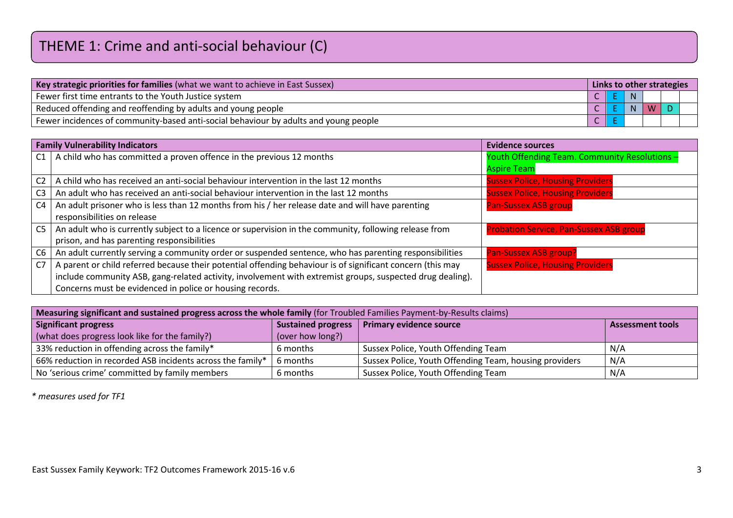# THEME 1: Crime and anti-social behaviour (C)

| **Key strategic priorities for families** (what we want to achieve in East Sussex) | **Links to other strategies** | | | | | |
|---|---|---|---|---|---|---|
| Fewer first time entrants to the Youth Justice system | C | E | N | | | |
| Reduced offending and reoffending by adults and young people | C | E | N | W | D | |
| Fewer incidences of community-based anti-social behaviour by adults and young people | C | E | | | | |

| | **Family Vulnerability Indicators** | **Evidence sources** |
|---|---|---|
| C1 | A child who has committed a proven offence in the previous 12 months | Youth Offending Team. Community Resolutions – Aspire Team |
| C2 | A child who has received an anti-social behaviour intervention in the last 12 months | Sussex Police, Housing Providers |
| C3 | An adult who has received an anti-social behaviour intervention in the last 12 months | Sussex Police, Housing Providers |
| C4 | An adult prisoner who is less than 12 months from his / her release date and will have parenting responsibilities on release | Pan-Sussex ASB group |
| C5 | An adult who is currently subject to a licence or supervision in the community, following release from prison, and has parenting responsibilities | Probation Service, Pan-Sussex ASB group |
| C6 | An adult currently serving a community order or suspended sentence, who has parenting responsibilities | Pan-Sussex ASB group? |
| C7 | A parent or child referred because their potential offending behaviour is of significant concern (this may include community ASB, gang-related activity, involvement with extremist groups, suspected drug dealing). Concerns must be evidenced in police or housing records. | Sussex Police, Housing Providers |

| **Measuring significant and sustained progress across the whole family** (for Troubled Families Payment-by-Results claims) | | | |
|---|---|---|---|
| **Significant progress** (what does progress look like for the family?) | **Sustained progress** (over how long?) | **Primary evidence source** | **Assessment tools** |
| 33% reduction in offending across the family* | 6 months | Sussex Police, Youth Offending Team | N/A |
| 66% reduction in recorded ASB incidents across the family* | 6 months | Sussex Police, Youth Offending Team, housing providers | N/A |
| No 'serious crime' committed by family members | 6 months | Sussex Police, Youth Offending Team | N/A |

*\* measures used for TF1*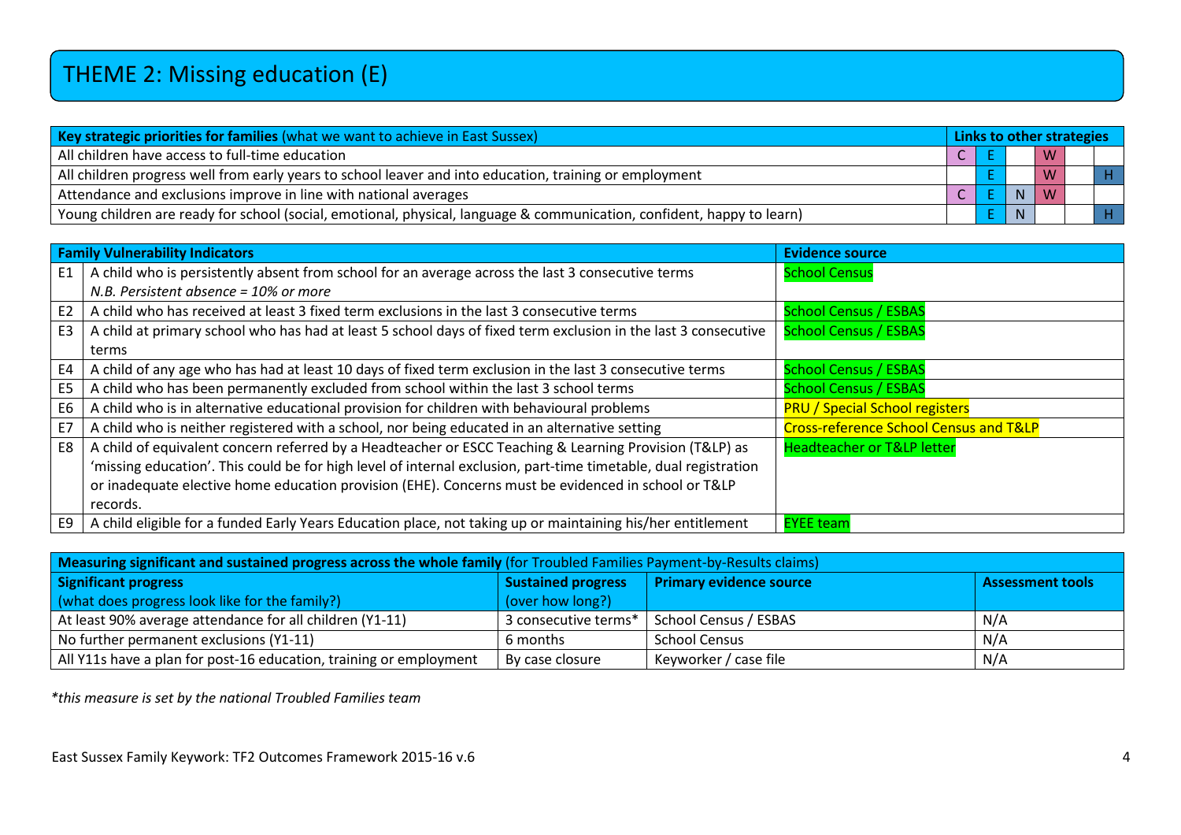# THEME 2: Missing education (E)

| **Key strategic priorities for families** (what we want to achieve in East Sussex) | **Links to other strategies** | | | | | |
|---|---|---|---|---|---|---|
| All children have access to full-time education | C | E | | W | | |
| All children progress well from early years to school leaver and into education, training or employment | | E | | W | | H |
| Attendance and exclusions improve in line with national averages | C | E | N | W | | |
| Young children are ready for school (social, emotional, physical, language & communication, confident, happy to learn) | | E | N | | | H |

| | **Family Vulnerability Indicators** | **Evidence source** |
|---|---|---|
| E1 | A child who is persistently absent from school for an average across the last 3 consecutive terms<br>*N.B. Persistent absence = 10% or more* | School Census |
| E2 | A child who has received at least 3 fixed term exclusions in the last 3 consecutive terms | School Census / ESBAS |
| E3 | A child at primary school who has had at least 5 school days of fixed term exclusion in the last 3 consecutive terms | School Census / ESBAS |
| E4 | A child of any age who has had at least 10 days of fixed term exclusion in the last 3 consecutive terms | School Census / ESBAS |
| E5 | A child who has been permanently excluded from school within the last 3 school terms | School Census / ESBAS |
| E6 | A child who is in alternative educational provision for children with behavioural problems | PRU / Special School registers |
| E7 | A child who is neither registered with a school, nor being educated in an alternative setting | Cross-reference School Census and T&LP |
| E8 | A child of equivalent concern referred by a Headteacher or ESCC Teaching & Learning Provision (T&LP) as 'missing education'. This could be for high level of internal exclusion, part-time timetable, dual registration or inadequate elective home education provision (EHE). Concerns must be evidenced in school or T&LP records. | Headteacher or T&LP letter |
| E9 | A child eligible for a funded Early Years Education place, not taking up or maintaining his/her entitlement | EYEE team |

| **Measuring significant and sustained progress across the whole family** (for Troubled Families Payment-by-Results claims) | | | |
|---|---|---|---|
| **Significant progress**<br>(what does progress look like for the family?) | **Sustained progress**<br>(over how long?) | **Primary evidence source** | **Assessment tools** |
| At least 90% average attendance for all children (Y1-11) | 3 consecutive terms* | School Census / ESBAS | N/A |
| No further permanent exclusions (Y1-11) | 6 months | School Census | N/A |
| All Y11s have a plan for post-16 education, training or employment | By case closure | Keyworker / case file | N/A |

*\*this measure is set by the national Troubled Families team*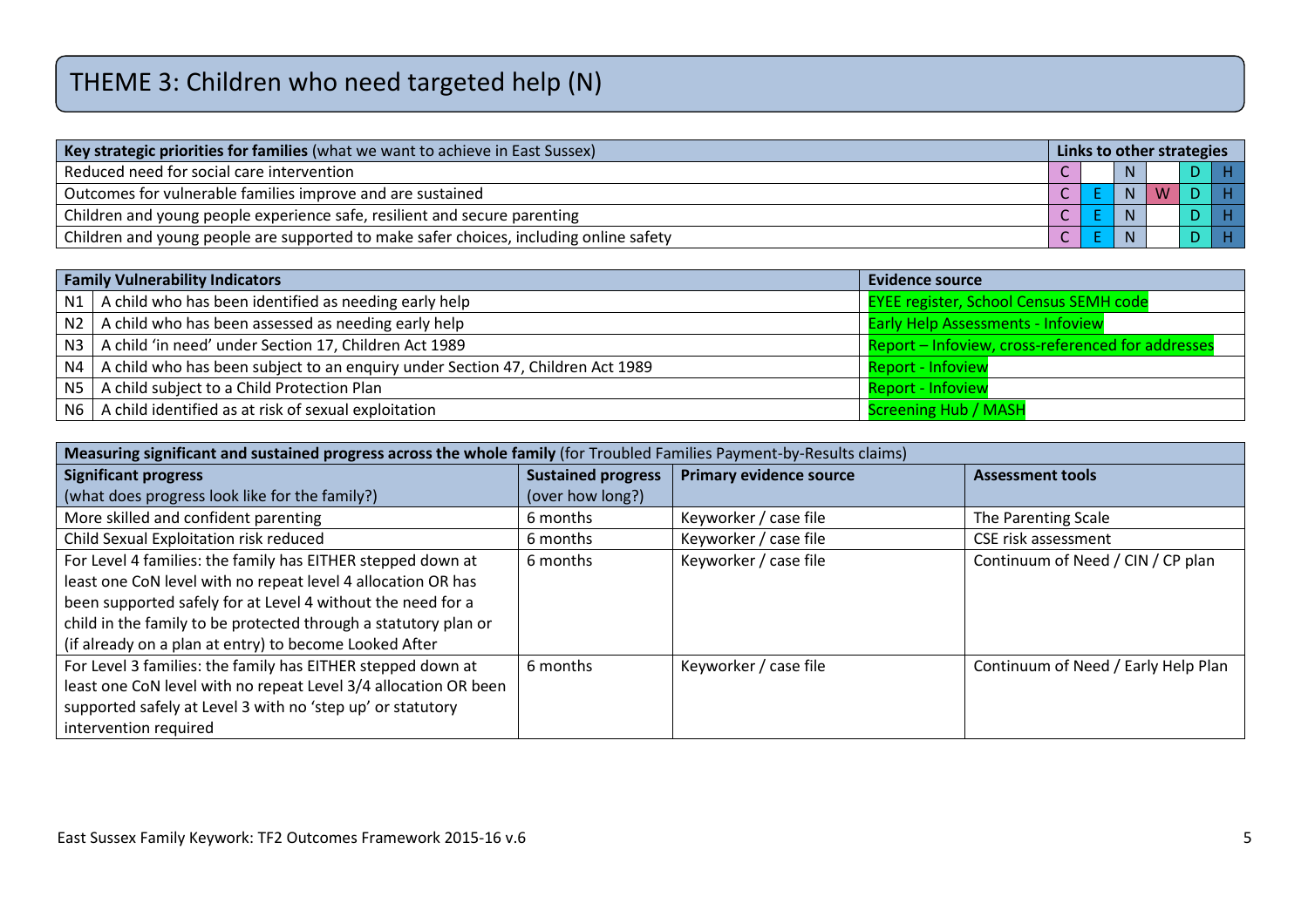# THEME 3: Children who need targeted help (N)

| **Key strategic priorities for families** (what we want to achieve in East Sussex) | **Links to other strategies** | | | | | |
|---|---|---|---|---|---|---|
| Reduced need for social care intervention | C | | N | | D | H |
| Outcomes for vulnerable families improve and are sustained | C | E | N | W | D | H |
| Children and young people experience safe, resilient and secure parenting | C | E | N | | D | H |
| Children and young people are supported to make safer choices, including online safety | C | E | N | | D | H |

| **Family Vulnerability Indicators** | | **Evidence source** |
|---|---|---|
| N1 | A child who has been identified as needing early help | EYEE register, School Census SEMH code |
| N2 | A child who has been assessed as needing early help | Early Help Assessments - Infoview |
| N3 | A child 'in need' under Section 17, Children Act 1989 | Report – Infoview, cross-referenced for addresses |
| N4 | A child who has been subject to an enquiry under Section 47, Children Act 1989 | Report - Infoview |
| N5 | A child subject to a Child Protection Plan | Report - Infoview |
| N6 | A child identified as at risk of sexual exploitation | Screening Hub / MASH |

| **Measuring significant and sustained progress across the whole family** (for Troubled Families Payment-by-Results claims) | | | |
|---|---|---|---|
| **Significant progress** (what does progress look like for the family?) | **Sustained progress** (over how long?) | **Primary evidence source** | **Assessment tools** |
| More skilled and confident parenting | 6 months | Keyworker / case file | The Parenting Scale |
| Child Sexual Exploitation risk reduced | 6 months | Keyworker / case file | CSE risk assessment |
| For Level 4 families: the family has EITHER stepped down at least one CoN level with no repeat level 4 allocation OR has been supported safely for at Level 4 without the need for a child in the family to be protected through a statutory plan or (if already on a plan at entry) to become Looked After | 6 months | Keyworker / case file | Continuum of Need / CIN / CP plan |
| For Level 3 families: the family has EITHER stepped down at least one CoN level with no repeat Level 3/4 allocation OR been supported safely at Level 3 with no 'step up' or statutory intervention required | 6 months | Keyworker / case file | Continuum of Need / Early Help Plan |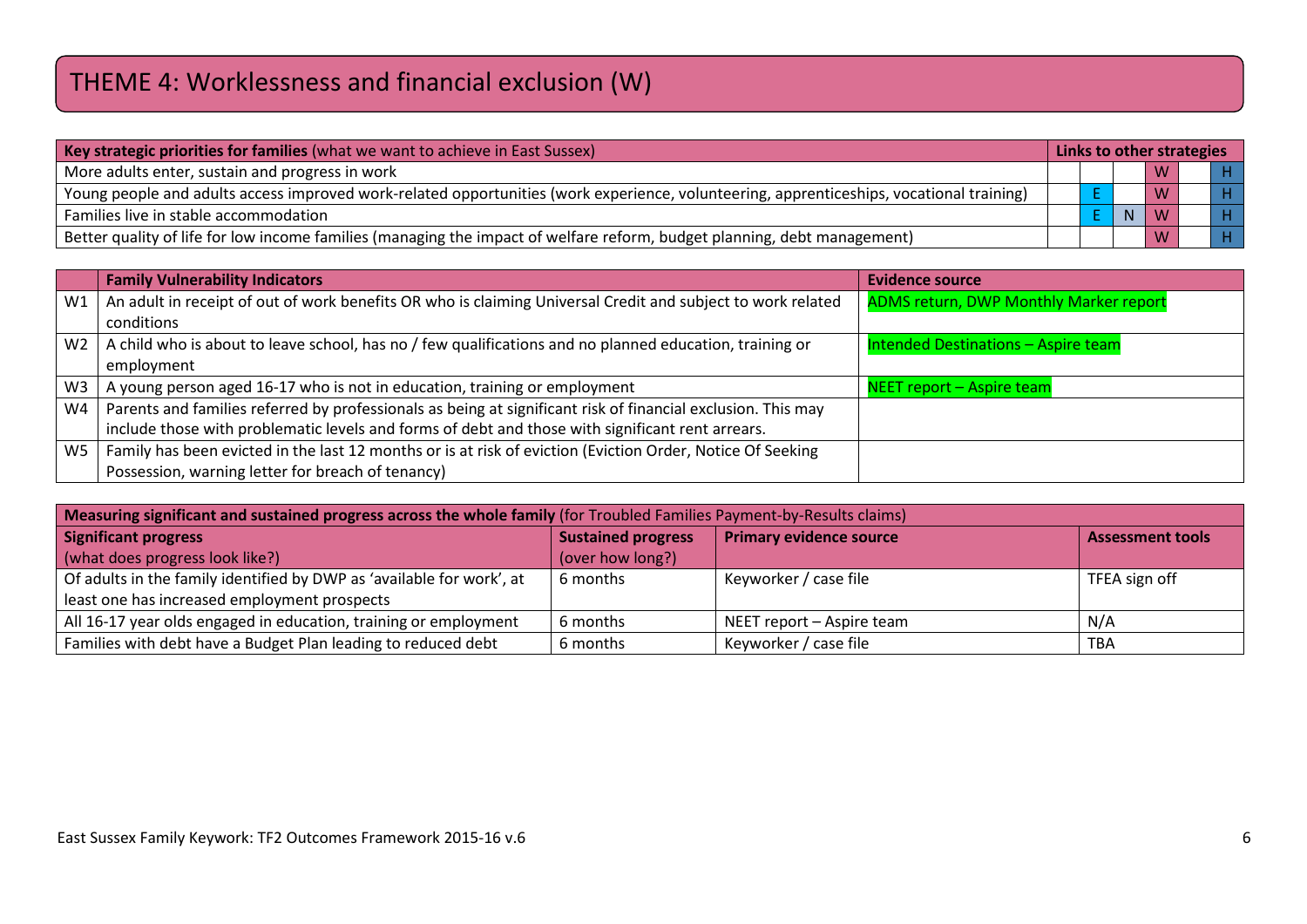# THEME 4: Worklessness and financial exclusion (W)

| **Key strategic priorities for families** (what we want to achieve in East Sussex) | **Links to other strategies** | | | | | |
|---|---|---|---|---|---|---|
| More adults enter, sustain and progress in work | | | | W | | H |
| Young people and adults access improved work-related opportunities (work experience, volunteering, apprenticeships, vocational training) | | E | | W | | H |
| Families live in stable accommodation | | E | N | W | | H |
| Better quality of life for low income families (managing the impact of welfare reform, budget planning, debt management) | | | | W | | H |

| | **Family Vulnerability Indicators** | **Evidence source** |
|---|---|---|
| W1 | An adult in receipt of out of work benefits OR who is claiming Universal Credit and subject to work related conditions | ADMS return, DWP Monthly Marker report |
| W2 | A child who is about to leave school, has no / few qualifications and no planned education, training or employment | Intended Destinations – Aspire team |
| W3 | A young person aged 16-17 who is not in education, training or employment | NEET report – Aspire team |
| W4 | Parents and families referred by professionals as being at significant risk of financial exclusion. This may include those with problematic levels and forms of debt and those with significant rent arrears. | |
| W5 | Family has been evicted in the last 12 months or is at risk of eviction (Eviction Order, Notice Of Seeking Possession, warning letter for breach of tenancy) | |

| **Measuring significant and sustained progress across the whole family** (for Troubled Families Payment-by-Results claims) | | | |
|---|---|---|---|
| **Significant progress** (what does progress look like?) | **Sustained progress** (over how long?) | **Primary evidence source** | **Assessment tools** |
| Of adults in the family identified by DWP as 'available for work', at least one has increased employment prospects | 6 months | Keyworker / case file | TFEA sign off |
| All 16-17 year olds engaged in education, training or employment | 6 months | NEET report – Aspire team | N/A |
| Families with debt have a Budget Plan leading to reduced debt | 6 months | Keyworker / case file | TBA |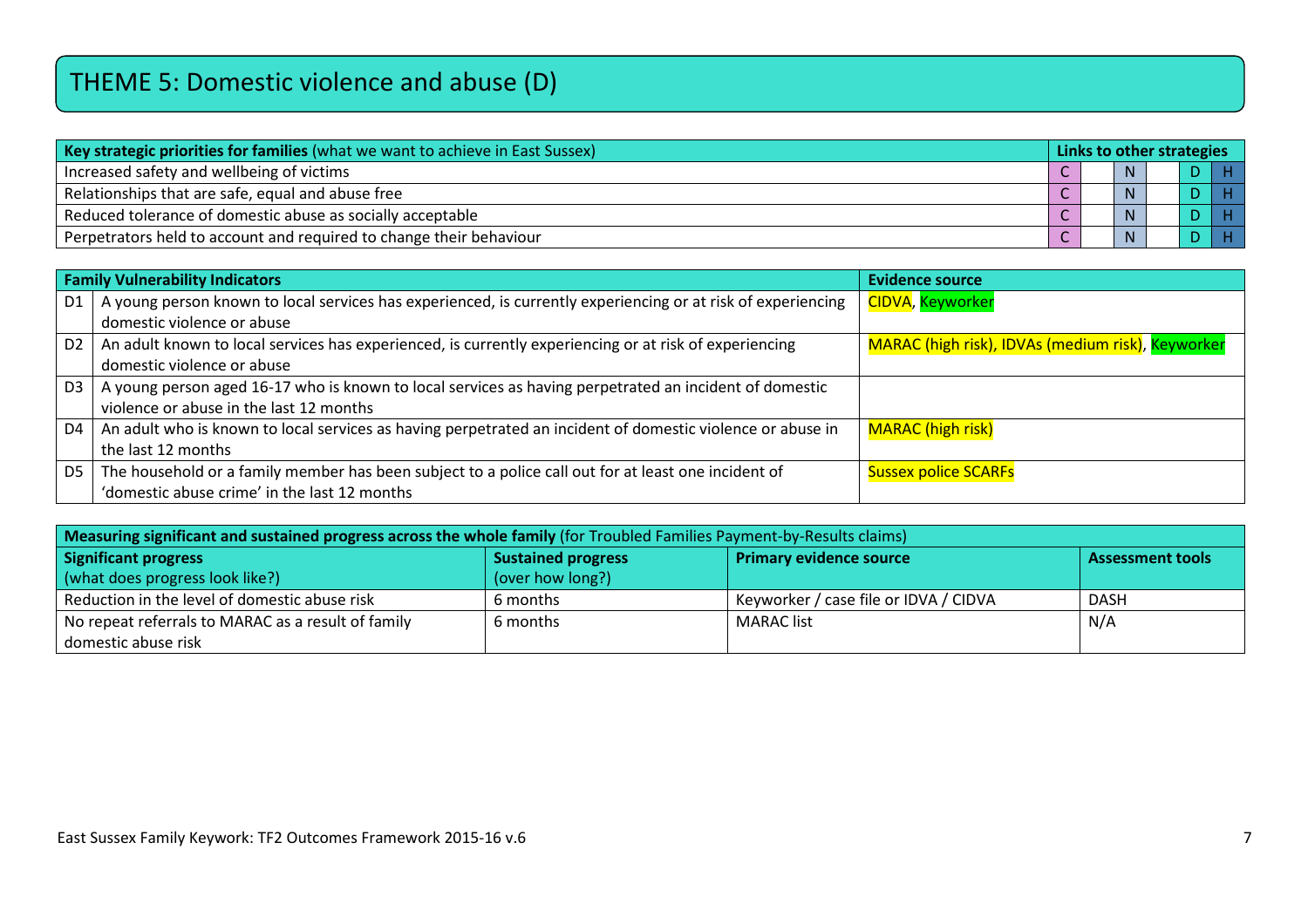# THEME 5: Domestic violence and abuse (D)

| **Key strategic priorities for families** (what we want to achieve in East Sussex) | **Links to other strategies** | | | | | |
|---|---|---|---|---|---|---|
| Increased safety and wellbeing of victims | C | | N | | D | H |
| Relationships that are safe, equal and abuse free | C | | N | | D | H |
| Reduced tolerance of domestic abuse as socially acceptable | C | | N | | D | H |
| Perpetrators held to account and required to change their behaviour | C | | N | | D | H |

| **Family Vulnerability Indicators** | | **Evidence source** |
|---|---|---|
| D1 | A young person known to local services has experienced, is currently experiencing or at risk of experiencing domestic violence or abuse | CIDVA, Keyworker |
| D2 | An adult known to local services has experienced, is currently experiencing or at risk of experiencing domestic violence or abuse | MARAC (high risk), IDVAs (medium risk), Keyworker |
| D3 | A young person aged 16-17 who is known to local services as having perpetrated an incident of domestic violence or abuse in the last 12 months | |
| D4 | An adult who is known to local services as having perpetrated an incident of domestic violence or abuse in the last 12 months | MARAC (high risk) |
| D5 | The household or a family member has been subject to a police call out for at least one incident of 'domestic abuse crime' in the last 12 months | Sussex police SCARFs |

| **Measuring significant and sustained progress across the whole family** (for Troubled Families Payment-by-Results claims) | | | |
|---|---|---|---|
| **Significant progress** (what does progress look like?) | **Sustained progress** (over how long?) | **Primary evidence source** | **Assessment tools** |
| Reduction in the level of domestic abuse risk | 6 months | Keyworker / case file or IDVA / CIDVA | DASH |
| No repeat referrals to MARAC as a result of family domestic abuse risk | 6 months | MARAC list | N/A |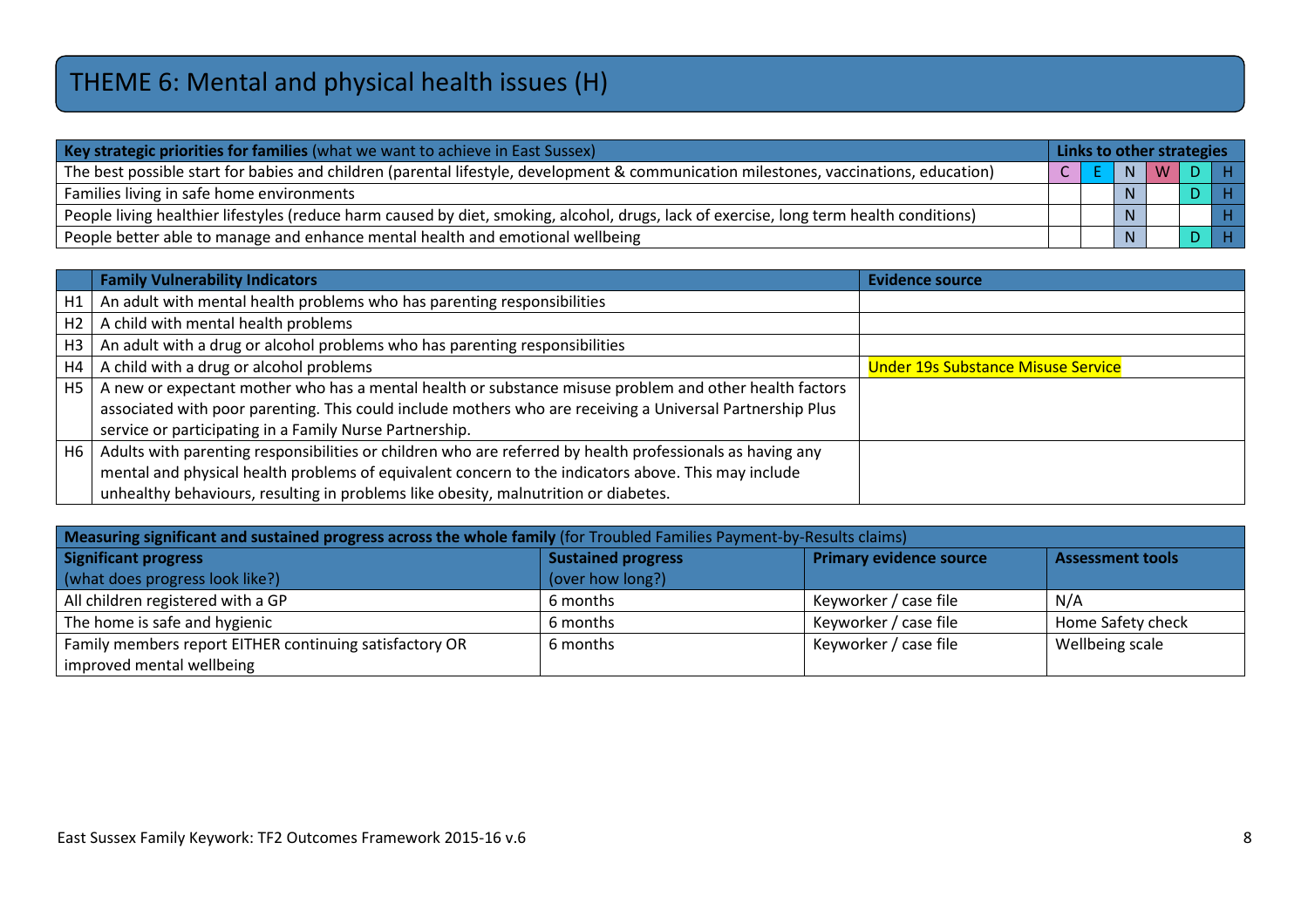# THEME 6: Mental and physical health issues (H)

| **Key strategic priorities for families** (what we want to achieve in East Sussex) | **Links to other strategies** | | | | | |
|---|---|---|---|---|---|---|
| The best possible start for babies and children (parental lifestyle, development & communication milestones, vaccinations, education) | C | E | N | W | D | H |
| Families living in safe home environments | | | N | | D | H |
| People living healthier lifestyles (reduce harm caused by diet, smoking, alcohol, drugs, lack of exercise, long term health conditions) | | | N | | | H |
| People better able to manage and enhance mental health and emotional wellbeing | | | N | | D | H |

| | **Family Vulnerability Indicators** | **Evidence source** |
|---|---|---|
| H1 | An adult with mental health problems who has parenting responsibilities | |
| H2 | A child with mental health problems | |
| H3 | An adult with a drug or alcohol problems who has parenting responsibilities | |
| H4 | A child with a drug or alcohol problems | Under 19s Substance Misuse Service |
| H5 | A new or expectant mother who has a mental health or substance misuse problem and other health factors associated with poor parenting. This could include mothers who are receiving a Universal Partnership Plus service or participating in a Family Nurse Partnership. | |
| H6 | Adults with parenting responsibilities or children who are referred by health professionals as having any mental and physical health problems of equivalent concern to the indicators above. This may include unhealthy behaviours, resulting in problems like obesity, malnutrition or diabetes. | |

| **Measuring significant and sustained progress across the whole family** (for Troubled Families Payment-by-Results claims) | | | |
|---|---|---|---|
| **Significant progress** (what does progress look like?) | **Sustained progress** (over how long?) | **Primary evidence source** | **Assessment tools** |
| All children registered with a GP | 6 months | Keyworker / case file | N/A |
| The home is safe and hygienic | 6 months | Keyworker / case file | Home Safety check |
| Family members report EITHER continuing satisfactory OR improved mental wellbeing | 6 months | Keyworker / case file | Wellbeing scale |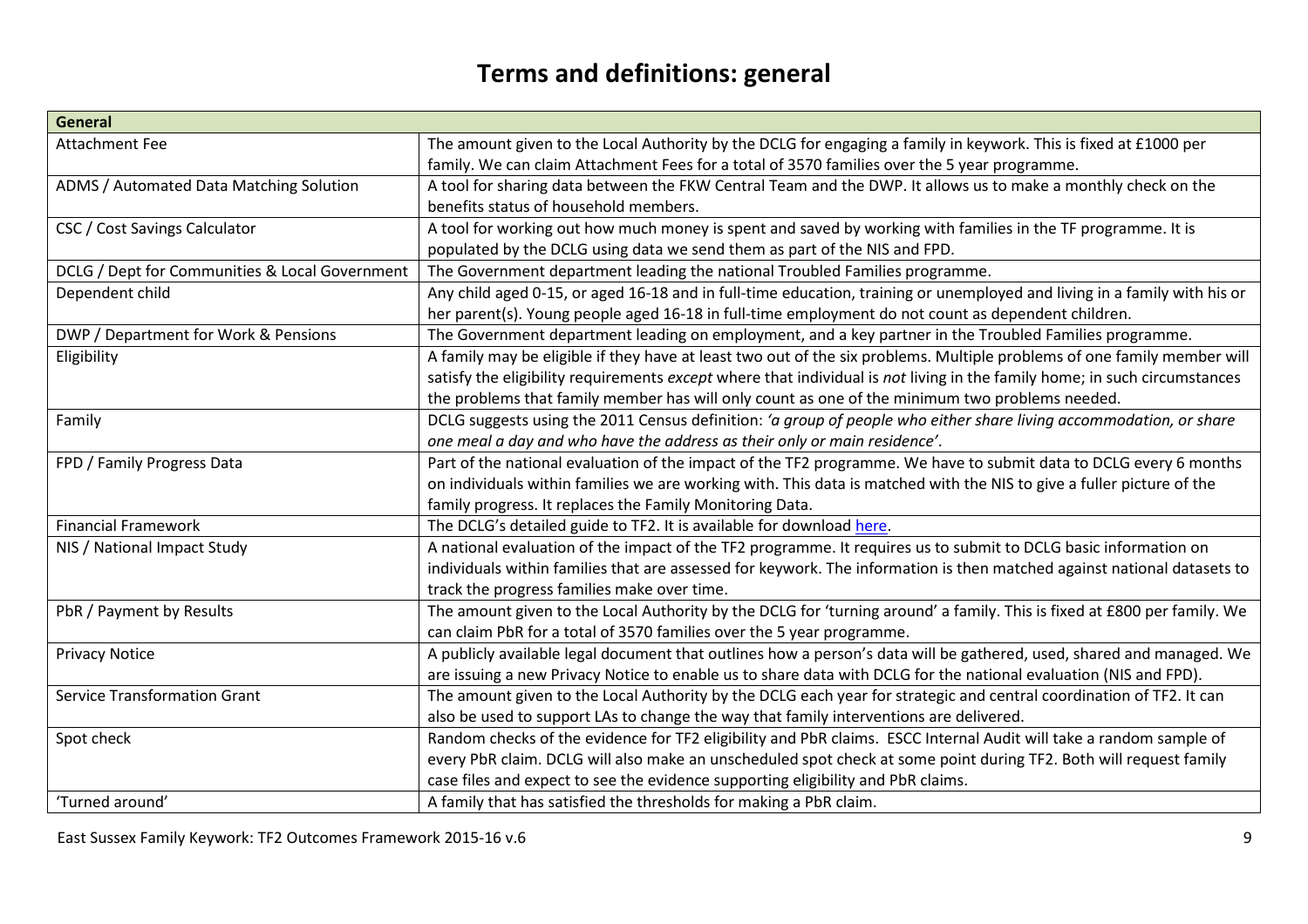# Terms and definitions: general

| General | |
|---|---|
| Attachment Fee | The amount given to the Local Authority by the DCLG for engaging a family in keywork. This is fixed at £1000 per family. We can claim Attachment Fees for a total of 3570 families over the 5 year programme. |
| ADMS / Automated Data Matching Solution | A tool for sharing data between the FKW Central Team and the DWP. It allows us to make a monthly check on the benefits status of household members. |
| CSC / Cost Savings Calculator | A tool for working out how much money is spent and saved by working with families in the TF programme. It is populated by the DCLG using data we send them as part of the NIS and FPD. |
| DCLG / Dept for Communities & Local Government | The Government department leading the national Troubled Families programme. |
| Dependent child | Any child aged 0-15, or aged 16-18 and in full-time education, training or unemployed and living in a family with his or her parent(s). Young people aged 16-18 in full-time employment do not count as dependent children. |
| DWP / Department for Work & Pensions | The Government department leading on employment, and a key partner in the Troubled Families programme. |
| Eligibility | A family may be eligible if they have at least two out of the six problems. Multiple problems of one family member will satisfy the eligibility requirements *except* where that individual is *not* living in the family home; in such circumstances the problems that family member has will only count as one of the minimum two problems needed. |
| Family | DCLG suggests using the 2011 Census definition: *'a group of people who either share living accommodation, or share one meal a day and who have the address as their only or main residence'*. |
| FPD / Family Progress Data | Part of the national evaluation of the impact of the TF2 programme. We have to submit data to DCLG every 6 months on individuals within families we are working with. This data is matched with the NIS to give a fuller picture of the family progress. It replaces the Family Monitoring Data. |
| Financial Framework | The DCLG's detailed guide to TF2. It is available for download here. |
| NIS / National Impact Study | A national evaluation of the impact of the TF2 programme. It requires us to submit to DCLG basic information on individuals within families that are assessed for keywork. The information is then matched against national datasets to track the progress families make over time. |
| PbR / Payment by Results | The amount given to the Local Authority by the DCLG for 'turning around' a family. This is fixed at £800 per family. We can claim PbR for a total of 3570 families over the 5 year programme. |
| Privacy Notice | A publicly available legal document that outlines how a person's data will be gathered, used, shared and managed. We are issuing a new Privacy Notice to enable us to share data with DCLG for the national evaluation (NIS and FPD). |
| Service Transformation Grant | The amount given to the Local Authority by the DCLG each year for strategic and central coordination of TF2. It can also be used to support LAs to change the way that family interventions are delivered. |
| Spot check | Random checks of the evidence for TF2 eligibility and PbR claims. ESCC Internal Audit will take a random sample of every PbR claim. DCLG will also make an unscheduled spot check at some point during TF2. Both will request family case files and expect to see the evidence supporting eligibility and PbR claims. |
| 'Turned around' | A family that has satisfied the thresholds for making a PbR claim. |

East Sussex Family Keywork: TF2 Outcomes Framework 2015-16 v.6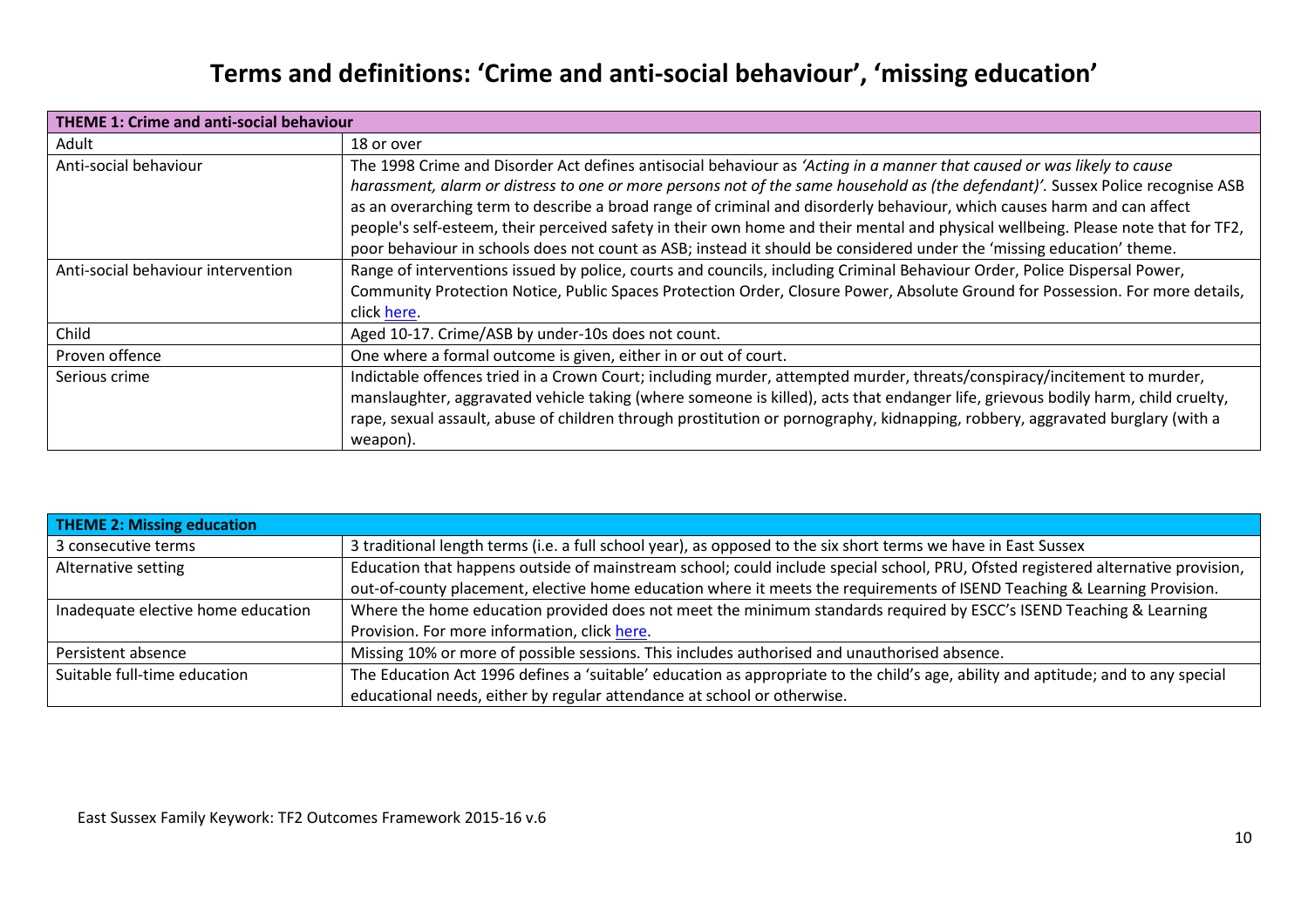# Terms and definitions: 'Crime and anti-social behaviour', 'missing education'

| THEME 1: Crime and anti-social behaviour | |
|---|---|
| Adult | 18 or over |
| Anti-social behaviour | The 1998 Crime and Disorder Act defines antisocial behaviour as *'Acting in a manner that caused or was likely to cause harassment, alarm or distress to one or more persons not of the same household as (the defendant)'.* Sussex Police recognise ASB as an overarching term to describe a broad range of criminal and disorderly behaviour, which causes harm and can affect people's self-esteem, their perceived safety in their own home and their mental and physical wellbeing. Please note that for TF2, poor behaviour in schools does not count as ASB; instead it should be considered under the 'missing education' theme. |
| Anti-social behaviour intervention | Range of interventions issued by police, courts and councils, including Criminal Behaviour Order, Police Dispersal Power, Community Protection Notice, Public Spaces Protection Order, Closure Power, Absolute Ground for Possession. For more details, click here. |
| Child | Aged 10-17. Crime/ASB by under-10s does not count. |
| Proven offence | One where a formal outcome is given, either in or out of court. |
| Serious crime | Indictable offences tried in a Crown Court; including murder, attempted murder, threats/conspiracy/incitement to murder, manslaughter, aggravated vehicle taking (where someone is killed), acts that endanger life, grievous bodily harm, child cruelty, rape, sexual assault, abuse of children through prostitution or pornography, kidnapping, robbery, aggravated burglary (with a weapon). |

| THEME 2: Missing education | |
|---|---|
| 3 consecutive terms | 3 traditional length terms (i.e. a full school year), as opposed to the six short terms we have in East Sussex |
| Alternative setting | Education that happens outside of mainstream school; could include special school, PRU, Ofsted registered alternative provision, out-of-county placement, elective home education where it meets the requirements of ISEND Teaching & Learning Provision. |
| Inadequate elective home education | Where the home education provided does not meet the minimum standards required by ESCC's ISEND Teaching & Learning Provision. For more information, click here. |
| Persistent absence | Missing 10% or more of possible sessions. This includes authorised and unauthorised absence. |
| Suitable full-time education | The Education Act 1996 defines a 'suitable' education as appropriate to the child's age, ability and aptitude; and to any special educational needs, either by regular attendance at school or otherwise. |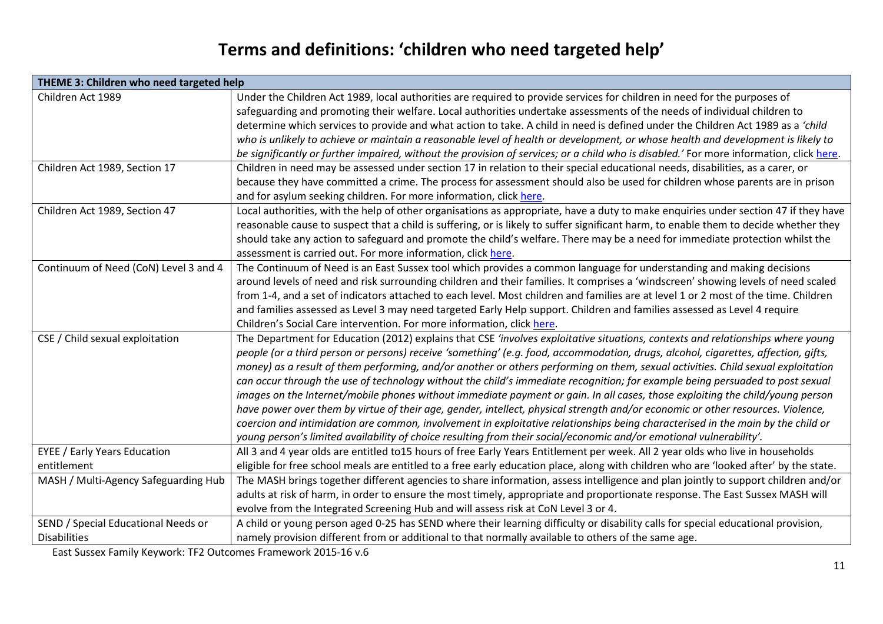# Terms and definitions: 'children who need targeted help'

| THEME 3: Children who need targeted help | |
|---|---|
| Children Act 1989 | Under the Children Act 1989, local authorities are required to provide services for children in need for the purposes of safeguarding and promoting their welfare. Local authorities undertake assessments of the needs of individual children to determine which services to provide and what action to take. A child in need is defined under the Children Act 1989 as a *'child who is unlikely to achieve or maintain a reasonable level of health or development, or whose health and development is likely to be significantly or further impaired, without the provision of services; or a child who is disabled.'* For more information, click here. |
| Children Act 1989, Section 17 | Children in need may be assessed under section 17 in relation to their special educational needs, disabilities, as a carer, or because they have committed a crime. The process for assessment should also be used for children whose parents are in prison and for asylum seeking children. For more information, click here. |
| Children Act 1989, Section 47 | Local authorities, with the help of other organisations as appropriate, have a duty to make enquiries under section 47 if they have reasonable cause to suspect that a child is suffering, or is likely to suffer significant harm, to enable them to decide whether they should take any action to safeguard and promote the child's welfare. There may be a need for immediate protection whilst the assessment is carried out. For more information, click here. |
| Continuum of Need (CoN) Level 3 and 4 | The Continuum of Need is an East Sussex tool which provides a common language for understanding and making decisions around levels of need and risk surrounding children and their families. It comprises a 'windscreen' showing levels of need scaled from 1-4, and a set of indicators attached to each level. Most children and families are at level 1 or 2 most of the time. Children and families assessed as Level 3 may need targeted Early Help support. Children and families assessed as Level 4 require Children's Social Care intervention. For more information, click here. |
| CSE / Child sexual exploitation | The Department for Education (2012) explains that CSE *'involves exploitative situations, contexts and relationships where young people (or a third person or persons) receive 'something' (e.g. food, accommodation, drugs, alcohol, cigarettes, affection, gifts, money) as a result of them performing, and/or another or others performing on them, sexual activities. Child sexual exploitation can occur through the use of technology without the child's immediate recognition; for example being persuaded to post sexual images on the Internet/mobile phones without immediate payment or gain. In all cases, those exploiting the child/young person have power over them by virtue of their age, gender, intellect, physical strength and/or economic or other resources. Violence, coercion and intimidation are common, involvement in exploitative relationships being characterised in the main by the child or young person's limited availability of choice resulting from their social/economic and/or emotional vulnerability'.* |
| EYEE / Early Years Education entitlement | All 3 and 4 year olds are entitled to15 hours of free Early Years Entitlement per week. All 2 year olds who live in households eligible for free school meals are entitled to a free early education place, along with children who are 'looked after' by the state. |
| MASH / Multi-Agency Safeguarding Hub | The MASH brings together different agencies to share information, assess intelligence and plan jointly to support children and/or adults at risk of harm, in order to ensure the most timely, appropriate and proportionate response. The East Sussex MASH will evolve from the Integrated Screening Hub and will assess risk at CoN Level 3 or 4. |
| SEND / Special Educational Needs or Disabilities | A child or young person aged 0-25 has SEND where their learning difficulty or disability calls for special educational provision, namely provision different from or additional to that normally available to others of the same age. |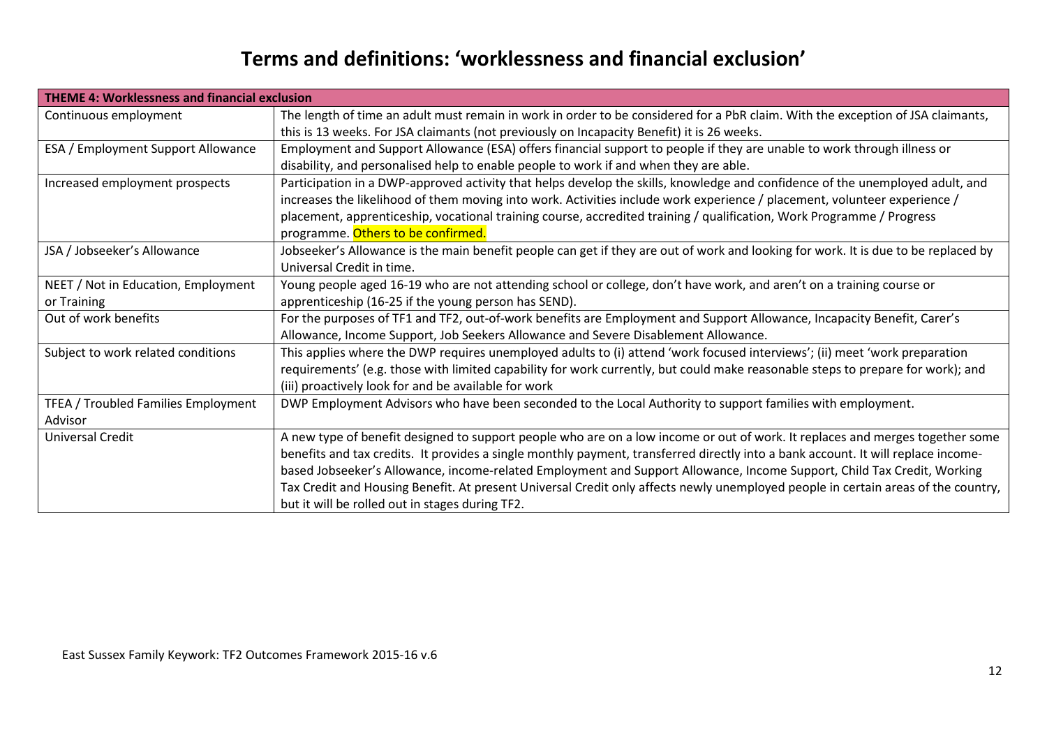# Terms and definitions: 'worklessness and financial exclusion'

| THEME 4: Worklessness and financial exclusion | |
|---|---|
| Continuous employment | The length of time an adult must remain in work in order to be considered for a PbR claim. With the exception of JSA claimants, this is 13 weeks. For JSA claimants (not previously on Incapacity Benefit) it is 26 weeks. |
| ESA / Employment Support Allowance | Employment and Support Allowance (ESA) offers financial support to people if they are unable to work through illness or disability, and personalised help to enable people to work if and when they are able. |
| Increased employment prospects | Participation in a DWP-approved activity that helps develop the skills, knowledge and confidence of the unemployed adult, and increases the likelihood of them moving into work. Activities include work experience / placement, volunteer experience / placement, apprenticeship, vocational training course, accredited training / qualification, Work Programme / Progress programme. Others to be confirmed. |
| JSA / Jobseeker's Allowance | Jobseeker's Allowance is the main benefit people can get if they are out of work and looking for work. It is due to be replaced by Universal Credit in time. |
| NEET / Not in Education, Employment or Training | Young people aged 16-19 who are not attending school or college, don't have work, and aren't on a training course or apprenticeship (16-25 if the young person has SEND). |
| Out of work benefits | For the purposes of TF1 and TF2, out-of-work benefits are Employment and Support Allowance, Incapacity Benefit, Carer's Allowance, Income Support, Job Seekers Allowance and Severe Disablement Allowance. |
| Subject to work related conditions | This applies where the DWP requires unemployed adults to (i) attend 'work focused interviews'; (ii) meet 'work preparation requirements' (e.g. those with limited capability for work currently, but could make reasonable steps to prepare for work); and (iii) proactively look for and be available for work |
| TFEA / Troubled Families Employment Advisor | DWP Employment Advisors who have been seconded to the Local Authority to support families with employment. |
| Universal Credit | A new type of benefit designed to support people who are on a low income or out of work. It replaces and merges together some benefits and tax credits. It provides a single monthly payment, transferred directly into a bank account. It will replace income-based Jobseeker's Allowance, income-related Employment and Support Allowance, Income Support, Child Tax Credit, Working Tax Credit and Housing Benefit. At present Universal Credit only affects newly unemployed people in certain areas of the country, but it will be rolled out in stages during TF2. |

East Sussex Family Keywork: TF2 Outcomes Framework 2015-16 v.6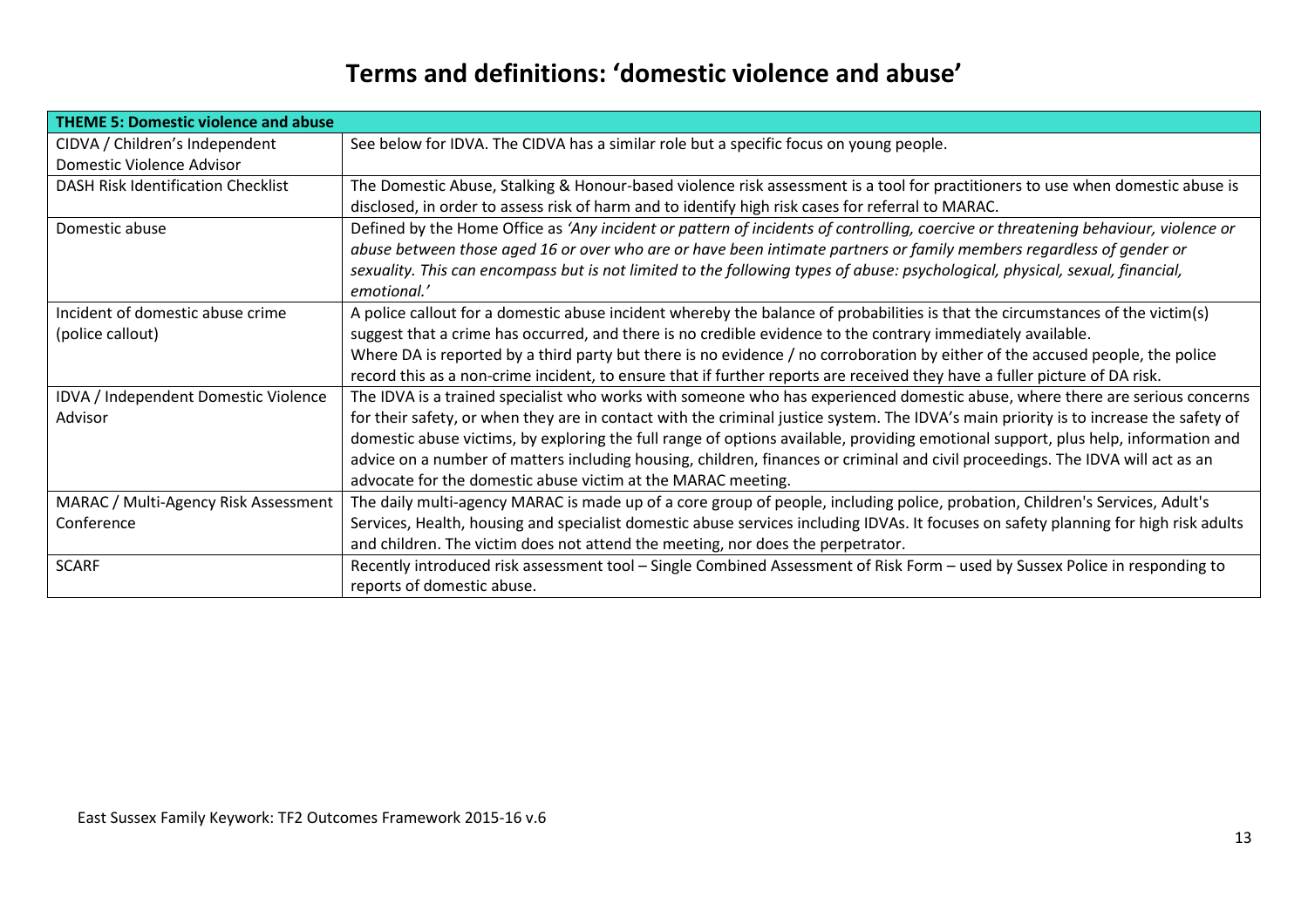# Terms and definitions: 'domestic violence and abuse'

| **THEME 5: Domestic violence and abuse** | |
|---|---|
| CIDVA / Children's Independent Domestic Violence Advisor | See below for IDVA. The CIDVA has a similar role but a specific focus on young people. |
| DASH Risk Identification Checklist | The Domestic Abuse, Stalking & Honour-based violence risk assessment is a tool for practitioners to use when domestic abuse is disclosed, in order to assess risk of harm and to identify high risk cases for referral to MARAC. |
| Domestic abuse | Defined by the Home Office as *'Any incident or pattern of incidents of controlling, coercive or threatening behaviour, violence or abuse between those aged 16 or over who are or have been intimate partners or family members regardless of gender or sexuality. This can encompass but is not limited to the following types of abuse: psychological, physical, sexual, financial, emotional.'* |
| Incident of domestic abuse crime (police callout) | A police callout for a domestic abuse incident whereby the balance of probabilities is that the circumstances of the victim(s) suggest that a crime has occurred, and there is no credible evidence to the contrary immediately available.<br>Where DA is reported by a third party but there is no evidence / no corroboration by either of the accused people, the police record this as a non-crime incident, to ensure that if further reports are received they have a fuller picture of DA risk. |
| IDVA / Independent Domestic Violence Advisor | The IDVA is a trained specialist who works with someone who has experienced domestic abuse, where there are serious concerns for their safety, or when they are in contact with the criminal justice system. The IDVA's main priority is to increase the safety of domestic abuse victims, by exploring the full range of options available, providing emotional support, plus help, information and advice on a number of matters including housing, children, finances or criminal and civil proceedings. The IDVA will act as an advocate for the domestic abuse victim at the MARAC meeting. |
| MARAC / Multi-Agency Risk Assessment Conference | The daily multi-agency MARAC is made up of a core group of people, including police, probation, Children's Services, Adult's Services, Health, housing and specialist domestic abuse services including IDVAs. It focuses on safety planning for high risk adults and children. The victim does not attend the meeting, nor does the perpetrator. |
| SCARF | Recently introduced risk assessment tool – Single Combined Assessment of Risk Form – used by Sussex Police in responding to reports of domestic abuse. |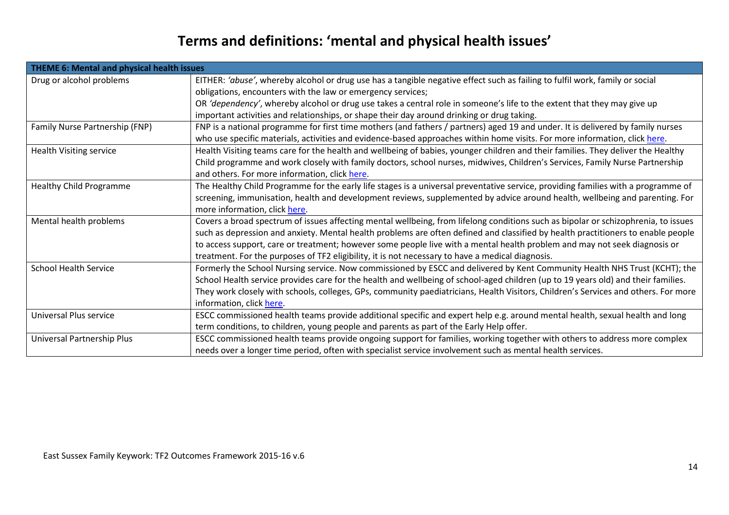# Terms and definitions: 'mental and physical health issues'

| **THEME 6: Mental and physical health issues** | |
|---|---|
| Drug or alcohol problems | EITHER: *'abuse'*, whereby alcohol or drug use has a tangible negative effect such as failing to fulfil work, family or social obligations, encounters with the law or emergency services;<br>OR *'dependency'*, whereby alcohol or drug use takes a central role in someone's life to the extent that they may give up important activities and relationships, or shape their day around drinking or drug taking. |
| Family Nurse Partnership (FNP) | FNP is a national programme for first time mothers (and fathers / partners) aged 19 and under. It is delivered by family nurses who use specific materials, activities and evidence-based approaches within home visits. For more information, click here. |
| Health Visiting service | Health Visiting teams care for the health and wellbeing of babies, younger children and their families. They deliver the Healthy Child programme and work closely with family doctors, school nurses, midwives, Children's Services, Family Nurse Partnership and others. For more information, click here. |
| Healthy Child Programme | The Healthy Child Programme for the early life stages is a universal preventative service, providing families with a programme of screening, immunisation, health and development reviews, supplemented by advice around health, wellbeing and parenting. For more information, click here. |
| Mental health problems | Covers a broad spectrum of issues affecting mental wellbeing, from lifelong conditions such as bipolar or schizophrenia, to issues such as depression and anxiety. Mental health problems are often defined and classified by health practitioners to enable people to access support, care or treatment; however some people live with a mental health problem and may not seek diagnosis or treatment. For the purposes of TF2 eligibility, it is not necessary to have a medical diagnosis. |
| School Health Service | Formerly the School Nursing service. Now commissioned by ESCC and delivered by Kent Community Health NHS Trust (KCHT); the School Health service provides care for the health and wellbeing of school-aged children (up to 19 years old) and their families. They work closely with schools, colleges, GPs, community paediatricians, Health Visitors, Children's Services and others. For more information, click here. |
| Universal Plus service | ESCC commissioned health teams provide additional specific and expert help e.g. around mental health, sexual health and long term conditions, to children, young people and parents as part of the Early Help offer. |
| Universal Partnership Plus | ESCC commissioned health teams provide ongoing support for families, working together with others to address more complex needs over a longer time period, often with specialist service involvement such as mental health services. |